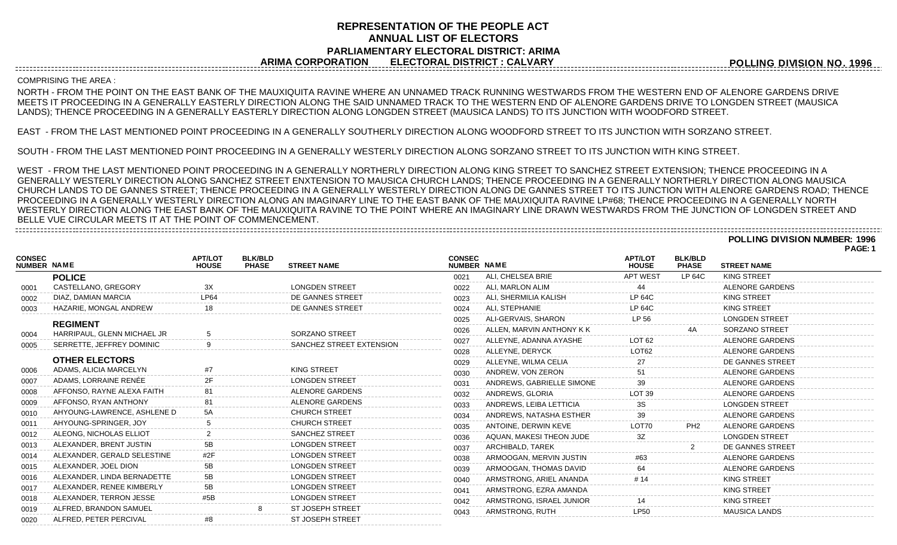# REPRESENTATION OF THE PEOPLE ACT
## ANNUAL LIST OF ELECTORS
### PARLIAMENTARY ELECTORAL DISTRICT: ARIMA
### ARIMA CORPORATION ELECTORAL DISTRICT : CALVARY

**POLLING DIVISION NO. 1996**

COMPRISING THE AREA :

NORTH - FROM THE POINT ON THE EAST BANK OF THE MAUXIQUITA RAVINE WHERE AN UNNAMED TRACK RUNNING WESTWARDS FROM THE WESTERN END OF ALENORE GARDENS DRIVE MEETS IT PROCEEDING IN A GENERALLY EASTERLY DIRECTION ALONG THE SAID UNNAMED TRACK TO THE WESTERN END OF ALENORE GARDENS DRIVE TO LONGDEN STREET (MAUSICA LANDS); THENCE PROCEEDING IN A GENERALLY EASTERLY DIRECTION ALONG LONGDEN STREET (MAUSICA LANDS) TO ITS JUNCTION WITH WOODFORD STREET.

EAST - FROM THE LAST MENTIONED POINT PROCEEDING IN A GENERALLY SOUTHERLY DIRECTION ALONG WOODFORD STREET TO ITS JUNCTION WITH SORZANO STREET.

SOUTH - FROM THE LAST MENTIONED POINT PROCEEDING IN A GENERALLY WESTERLY DIRECTION ALONG SORZANO STREET TO ITS JUNCTION WITH KING STREET.

WEST - FROM THE LAST MENTIONED POINT PROCEEDING IN A GENERALLY NORTHERLY DIRECTION ALONG KING STREET TO SANCHEZ STREET EXTENSION; THENCE PROCEEDING IN A GENERALLY WESTERLY DIRECTION ALONG SANCHEZ STREET ENXTENSION TO MAUSICA CHURCH LANDS; THENCE PROCEEDING IN A GENERALLY NORTHERLY DIRECTION ALONG MAUSICA CHURCH LANDS TO DE GANNES STREET; THENCE PROCEEDING IN A GENERALLY WESTERLY DIRECTION ALONG DE GANNES STREET TO ITS JUNCTION WITH ALENORE GARDENS ROAD; THENCE PROCEEDING IN A GENERALLY WESTERLY DIRECTION ALONG AN IMAGINARY LINE TO THE EAST BANK OF THE MAUXIQUITA RAVINE LP#68; THENCE PROCEEDING IN A GENERALLY NORTH WESTERLY DIRECTION ALONG THE EAST BANK OF THE MAUXIQUITA RAVINE TO THE POINT WHERE AN IMAGINARY LINE DRAWN WESTWARDS FROM THE JUNCTION OF LONGDEN STREET AND BELLE VUE CIRCULAR MEETS IT AT THE POINT OF COMMENCEMENT.

**POLLING DIVISION NUMBER: 1996**

| CONSEC NUMBER | NAME | APT/LOT HOUSE | BLK/BLD PHASE | STREET NAME |
|---|---|---|---|---|
| | **POLICE** | | | |
| 0001 | CASTELLANO, GREGORY | 3X | | LONGDEN STREET |
| 0002 | DIAZ, DAMIAN MARCIA | LP64 | | DE GANNES STREET |
| 0003 | HAZARIE, MONGAL ANDREW | 18 | | DE GANNES STREET |
| | **REGIMENT** | | | |
| 0004 | HARRIPAUL, GLENN MICHAEL JR | 5 | | SORZANO STREET |
| 0005 | SERRETTE, JEFFREY DOMINIC | 9 | | SANCHEZ STREET EXTENSION |
| | **OTHER ELECTORS** | | | |
| 0006 | ADAMS, ALICIA MARCELYN | #7 | | KING STREET |
| 0007 | ADAMS, LORRAINE RENÉE | 2F | | LONGDEN STREET |
| 0008 | AFFONSO, RAYNE ALEXA FAITH | 81 | | ALENORE GARDENS |
| 0009 | AFFONSO, RYAN ANTHONY | 81 | | ALENORE GARDENS |
| 0010 | AHYOUNG-LAWRENCE, ASHLENE D | 5A | | CHURCH STREET |
| 0011 | AHYOUNG-SPRINGER, JOY | 5 | | CHURCH STREET |
| 0012 | ALEONG, NICHOLAS ELLIOT | 2 | | SANCHEZ STREET |
| 0013 | ALEXANDER, BRENT JUSTIN | 5B | | LONGDEN STREET |
| 0014 | ALEXANDER, GERALD SELESTINE | #2F | | LONGDEN STREET |
| 0015 | ALEXANDER, JOEL DION | 5B | | LONGDEN STREET |
| 0016 | ALEXANDER, LINDA BERNADETTE | 5B | | LONGDEN STREET |
| 0017 | ALEXANDER, RENEE KIMBERLY | 5B | | LONGDEN STREET |
| 0018 | ALEXANDER, TERRON JESSE | #5B | | LONGDEN STREET |
| 0019 | ALFRED, BRANDON SAMUEL | | 8 | ST JOSEPH STREET |
| 0020 | ALFRED, PETER PERCIVAL | #8 | | ST JOSEPH STREET |
| 0021 | ALI, CHELSEA BRIE | APT WEST | LP 64C | KING STREET |
| 0022 | ALI, MARLON ALIM | 44 | | ALENORE GARDENS |
| 0023 | ALI, SHERMILIA KALISH | LP 64C | | KING STREET |
| 0024 | ALI, STEPHANIE | LP 64C | | KING STREET |
| 0025 | ALI-GERVAIS, SHARON | LP 56 | | LONGDEN STREET |
| 0026 | ALLEN, MARVIN ANTHONY K K | | 4A | SORZANO STREET |
| 0027 | ALLEYNE, ADANNA AYASHE | LOT 62 | | ALENORE GARDENS |
| 0028 | ALLEYNE, DERYCK | LOT62 | | ALENORE GARDENS |
| 0029 | ALLEYNE, WILMA CELIA | 27 | | DE GANNES STREET |
| 0030 | ANDREW, VON ZERON | 51 | | ALENORE GARDENS |
| 0031 | ANDREWS, GABRIELLE SIMONE | 39 | | ALENORE GARDENS |
| 0032 | ANDREWS, GLORIA | LOT 39 | | ALENORE GARDENS |
| 0033 | ANDREWS, LEIBA LETTICIA | 3S | | LONGDEN STREET |
| 0034 | ANDREWS, NATASHA ESTHER | 39 | | ALENORE GARDENS |
| 0035 | ANTOINE, DERWIN KEVE | LOT70 | PH2 | ALENORE GARDENS |
| 0036 | AQUAN, MAKESI THEON JUDE | 3Z | | LONGDEN STREET |
| 0037 | ARCHIBALD, TAREK | | 2 | DE GANNES STREET |
| 0038 | ARMOOGAN, MERVIN JUSTIN | #63 | | ALENORE GARDENS |
| 0039 | ARMOOGAN, THOMAS DAVID | 64 | | ALENORE GARDENS |
| 0040 | ARMSTRONG, ARIEL ANANDA | # 14 | | KING STREET |
| 0041 | ARMSTRONG, EZRA AMANDA | | | KING STREET |
| 0042 | ARMSTRONG, ISRAEL JUNIOR | 14 | | KING STREET |
| 0043 | ARMSTRONG, RUTH | LP50 | | MAUSICA LANDS |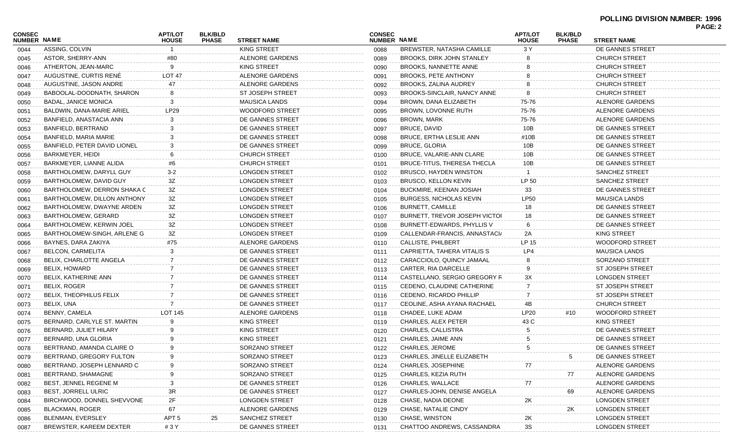**POLLING DIVISION NUMBER: 1996**

| CONSEC NUMBER | NAME | APT/LOT HOUSE | BLK/BLD PHASE | STREET NAME |
|---|---|---|---|---|
| 0044 | ASSING, COLVIN | 1 | | KING STREET |
| 0045 | ASTOR, SHERRY-ANN | #80 | | ALENORE GARDENS |
| 0046 | ATHERTON, JEAN-MARC | 9 | | KING STREET |
| 0047 | AUGUSTINE, CURTIS RENÉ | LOT 47 | | ALENORE GARDENS |
| 0048 | AUGUSTINE, JASON ANDRE | 47 | | ALENORE GARDENS |
| 0049 | BABOOLAL-DOODNATH, SHARON | 8 | | ST JOSEPH STREET |
| 0050 | BADAL, JANICE MONICA | 3 | | MAUSICA LANDS |
| 0051 | BALDWIN, DANA-MARIE ARIEL | LP29 | | WOODFORD STREET |
| 0052 | BANFIELD, ANASTACIA ANN | 3 | | DE GANNES STREET |
| 0053 | BANFIELD, BERTRAND | 3 | | DE GANNES STREET |
| 0054 | BANFIELD, MARIA MARIE | 3 | | DE GANNES STREET |
| 0055 | BANFIELD, PETER DAVID LIONEL | 3 | | DE GANNES STREET |
| 0056 | BARKMEYER, HEIDI | 6 | | CHURCH STREET |
| 0057 | BARKMEYER, LIANNE ALIDA | #6 | | CHURCH STREET |
| 0058 | BARTHOLOMEW, DARYLL GUY | 3-2 | | LONGDEN STREET |
| 0059 | BARTHOLOMEW, DAVID GUY | 3Z | | LONGDEN STREET |
| 0060 | BARTHOLOMEW, DERRON SHAKA C | 3Z | | LONGDEN STREET |
| 0061 | BARTHOLOMEW, DILLON ANTHONY | 3Z | | LONGDEN STREET |
| 0062 | BARTHOLOMEW, DWAYNE ARDEN | 3Z | | LONGDEN STREET |
| 0063 | BARTHOLOMEW, GERARD | 3Z | | LONGDEN STREET |
| 0064 | BARTHOLOMEW, KERWIN JOEL | 3Z | | LONGDEN STREET |
| 0065 | BARTHOLOMEW-SINGH, ARLENE G | 3Z | | LONGDEN STREET |
| 0066 | BAYNES, DARA ZAKIYA | #75 | | ALENORE GARDENS |
| 0067 | BELCON, CARMELITA | 3 | | DE GANNES STREET |
| 0068 | BELIX, CHARLOTTE ANGELA | 7 | | DE GANNES STREET |
| 0069 | BELIX, HOWARD | 7 | | DE GANNES STREET |
| 0070 | BELIX, KATHERINE ANN | 7 | | DE GANNES STREET |
| 0071 | BELIX, ROGER | 7 | | DE GANNES STREET |
| 0072 | BELIX, THEOPHILUS FELIX | 7 | | DE GANNES STREET |
| 0073 | BELIX, UNA | 7 | | DE GANNES STREET |
| 0074 | BENNY, CAMELA | LOT 145 | | ALENORE GARDENS |
| 0075 | BERNARD, CARLYLE ST. MARTIN | 9 | | KING STREET |
| 0076 | BERNARD, JULIET HILARY | 9 | | KING STREET |
| 0077 | BERNARD, UNA GLORIA | 9 | | KING STREET |
| 0078 | BERTRAND, AMANDA CLAIRE O | 9 | | SORZANO STREET |
| 0079 | BERTRAND, GREGORY FULTON | 9 | | SORZANO STREET |
| 0080 | BERTRAND, JOSEPH LENNARD C | 9 | | SORZANO STREET |
| 0081 | BERTRAND, SHAMAGNE | 9 | | SORZANO STREET |
| 0082 | BEST, JENNEL REGENE M | 3 | | DE GANNES STREET |
| 0083 | BEST, JORRELL ULRIC | 3R | | DE GANNES STREET |
| 0084 | BIRCHWOOD, DONNEL SHEVVONE | 2F | | LONGDEN STREET |
| 0085 | BLACKMAN, ROGER | 67 | | ALENORE GARDENS |
| 0086 | BLENMAN, EVERSLEY | APT 5 | 25 | SANCHEZ STREET |
| 0087 | BREWSTER, KAREEM DEXTER | # 3 Y | | DE GANNES STREET |
| 0088 | BREWSTER, NATASHA CAMILLE | 3 Y | | DE GANNES STREET |
| 0089 | BROOKS, DIRK JOHN STANLEY | 8 | | CHURCH STREET |
| 0090 | BROOKS, NANNETTE ANNE | 8 | | CHURCH STREET |
| 0091 | BROOKS, PETE ANTHONY | 8 | | CHURCH STREET |
| 0092 | BROOKS, ZALINA AUDREY | 8 | | CHURCH STREET |
| 0093 | BROOKS-SINCLAIR, NANCY ANNE | 8 | | CHURCH STREET |
| 0094 | BROWN, DANA ELIZABETH | 75-76 | | ALENORE GARDENS |
| 0095 | BROWN, LOVONNE RUTH | 75-76 | | ALENORE GARDENS |
| 0096 | BROWN, MARK | 75-76 | | ALENORE GARDENS |
| 0097 | BRUCE, DAVID | 10B | | DE GANNES STREET |
| 0098 | BRUCE, ERTHA LESLIE ANN | #10B | | DE GANNES STREET |
| 0099 | BRUCE, GLORIA | 10B | | DE GANNES STREET |
| 0100 | BRUCE, VALARIE-ANN CLARE | 10B | | DE GANNES STREET |
| 0101 | BRUCE-TITUS, THERESA THECLA | 10B | | DE GANNES STREET |
| 0102 | BRUSCO, HAYDEN WINSTON | 1 | | SANCHEZ STREET |
| 0103 | BRUSCO, KELLON KEVIN | LP 50 | | SANCHEZ STREET |
| 0104 | BUCKMIRE, KEENAN JOSIAH | 33 | | DE GANNES STREET |
| 0105 | BURGESS, NICHOLAS KEVIN | LP50 | | MAUSICA LANDS |
| 0106 | BURNETT, CAMILLE | 18 | | DE GANNES STREET |
| 0107 | BURNETT, TREVOR JOSEPH VICTOI | 18 | | DE GANNES STREET |
| 0108 | BURNETT-EDWARDS, PHYLLIS V | 6 | | DE GANNES STREET |
| 0109 | CALLENDAR-FRANCIS, ANNASTACI/ | 2A | | KING STREET |
| 0110 | CALLISTE, PHILBERT | LP 15 | | WOODFORD STREET |
| 0111 | CAPRIETTA, TAHERA VITALIS S | LP4 | | MAUSICA LANDS |
| 0112 | CARACCIOLO, QUINCY JAMAAL | 8 | | SORZANO STREET |
| 0113 | CARTER, RIA DARCELLE | 9 | | ST JOSEPH STREET |
| 0114 | CASTELLANO, SERGIO GREGORY F | 3X | | LONGDEN STREET |
| 0115 | CEDENO, CLAUDINE CATHERINE | 7 | | ST JOSEPH STREET |
| 0116 | CEDENO, RICARDO PHILLIP | 7 | | ST JOSEPH STREET |
| 0117 | CEOLINE, ASHA AYANA RACHAEL | 4B | | CHURCH STREET |
| 0118 | CHADEE, LUKE ADAM | LP20 | #10 | WOODFORD STREET |
| 0119 | CHARLES, ALEX PETER | 43 C | | KING STREET |
| 0120 | CHARLES, CALLISTRA | 5 | | DE GANNES STREET |
| 0121 | CHARLES, JAIME ANN | 5 | | DE GANNES STREET |
| 0122 | CHARLES, JEROME | 5 | | DE GANNES STREET |
| 0123 | CHARLES, JINELLE ELIZABETH | | 5 | DE GANNES STREET |
| 0124 | CHARLES, JOSEPHINE | 77 | | ALENORE GARDENS |
| 0125 | CHARLES, KEZIA RUTH | | 77 | ALENORE GARDENS |
| 0126 | CHARLES, WALLACE | 77 | | ALENORE GARDENS |
| 0127 | CHARLES-JOHN, DENISE ANGELA | | 69 | ALENORE GARDENS |
| 0128 | CHASE, NADIA DEONE | 2K | | LONGDEN STREET |
| 0129 | CHASE, NATALIE CINDY | | 2K | LONGDEN STREET |
| 0130 | CHASE, WINSTON | 2K | | LONGDEN STREET |
| 0131 | CHATTOO ANDREWS, CASSANDRA | 3S | | LONGDEN STREET |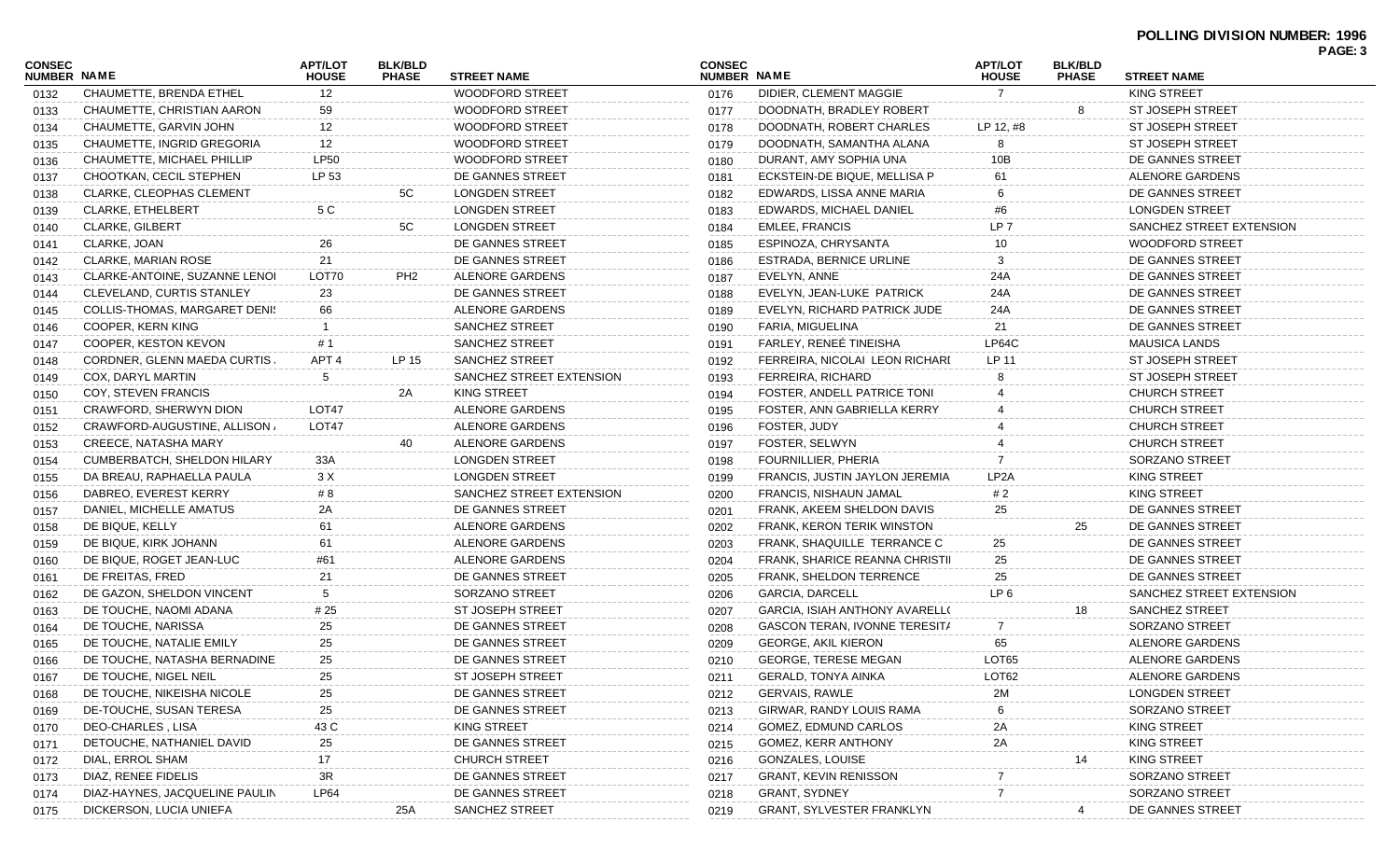**POLLING DIVISION NUMBER: 1996**

| CONSEC NUMBER | NAME | APT/LOT HOUSE | BLK/BLD PHASE | STREET NAME |
|---|---|---|---|---|
| 0132 | CHAUMETTE, BRENDA ETHEL | 12 | | WOODFORD STREET |
| 0133 | CHAUMETTE, CHRISTIAN AARON | 59 | | WOODFORD STREET |
| 0134 | CHAUMETTE, GARVIN JOHN | 12 | | WOODFORD STREET |
| 0135 | CHAUMETTE, INGRID GREGORIA | 12 | | WOODFORD STREET |
| 0136 | CHAUMETTE, MICHAEL PHILLIP | LP50 | | WOODFORD STREET |
| 0137 | CHOOTKAN, CECIL STEPHEN | LP 53 | | DE GANNES STREET |
| 0138 | CLARKE, CLEOPHAS CLEMENT | | 5C | LONGDEN STREET |
| 0139 | CLARKE, ETHELBERT | 5 C | | LONGDEN STREET |
| 0140 | CLARKE, GILBERT | | 5C | LONGDEN STREET |
| 0141 | CLARKE, JOAN | 26 | | DE GANNES STREET |
| 0142 | CLARKE, MARIAN ROSE | 21 | | DE GANNES STREET |
| 0143 | CLARKE-ANTOINE, SUZANNE LENOI | LOT70 | PH2 | ALENORE GARDENS |
| 0144 | CLEVELAND, CURTIS STANLEY | 23 | | DE GANNES STREET |
| 0145 | COLLIS-THOMAS, MARGARET DENI! | 66 | | ALENORE GARDENS |
| 0146 | COOPER, KERN KING | 1 | | SANCHEZ STREET |
| 0147 | COOPER, KESTON KEVON | # 1 | | SANCHEZ STREET |
| 0148 | CORDNER, GLENN MAEDA CURTIS . | APT 4 | LP 15 | SANCHEZ STREET |
| 0149 | COX, DARYL MARTIN | 5 | | SANCHEZ STREET EXTENSION |
| 0150 | COY, STEVEN FRANCIS | | 2A | KING STREET |
| 0151 | CRAWFORD, SHERWYN DION | LOT47 | | ALENORE GARDENS |
| 0152 | CRAWFORD-AUGUSTINE, ALLISON . | LOT47 | | ALENORE GARDENS |
| 0153 | CREECE, NATASHA MARY | | 40 | ALENORE GARDENS |
| 0154 | CUMBERBATCH, SHELDON HILARY | 33A | | LONGDEN STREET |
| 0155 | DA BREAU, RAPHAELLA PAULA | 3 X | | LONGDEN STREET |
| 0156 | DABREO, EVEREST KERRY | # 8 | | SANCHEZ STREET EXTENSION |
| 0157 | DANIEL, MICHELLE AMATUS | 2A | | DE GANNES STREET |
| 0158 | DE BIQUE, KELLY | 61 | | ALENORE GARDENS |
| 0159 | DE BIQUE, KIRK JOHANN | 61 | | ALENORE GARDENS |
| 0160 | DE BIQUE, ROGET JEAN-LUC | #61 | | ALENORE GARDENS |
| 0161 | DE FREITAS, FRED | 21 | | DE GANNES STREET |
| 0162 | DE GAZON, SHELDON VINCENT | 5 | | SORZANO STREET |
| 0163 | DE TOUCHE, NAOMI ADANA | # 25 | | ST JOSEPH STREET |
| 0164 | DE TOUCHE, NARISSA | 25 | | DE GANNES STREET |
| 0165 | DE TOUCHE, NATALIE EMILY | 25 | | DE GANNES STREET |
| 0166 | DE TOUCHE, NATASHA BERNADINE | 25 | | DE GANNES STREET |
| 0167 | DE TOUCHE, NIGEL NEIL | 25 | | ST JOSEPH STREET |
| 0168 | DE TOUCHE, NIKEISHA NICOLE | 25 | | DE GANNES STREET |
| 0169 | DE-TOUCHE, SUSAN TERESA | 25 | | DE GANNES STREET |
| 0170 | DEO-CHARLES , LISA | 43 C | | KING STREET |
| 0171 | DETOUCHE, NATHANIEL DAVID | 25 | | DE GANNES STREET |
| 0172 | DIAL, ERROL SHAM | 17 | | CHURCH STREET |
| 0173 | DIAZ, RENEE FIDELIS | 3R | | DE GANNES STREET |
| 0174 | DIAZ-HAYNES, JACQUELINE PAULIN | LP64 | | DE GANNES STREET |
| 0175 | DICKERSON, LUCIA UNIEFA | | 25A | SANCHEZ STREET |
| 0176 | DIDIER, CLEMENT MAGGIE | 7 | | KING STREET |
| 0177 | DOODNATH, BRADLEY ROBERT | | 8 | ST JOSEPH STREET |
| 0178 | DOODNATH, ROBERT CHARLES | LP 12, #8 | | ST JOSEPH STREET |
| 0179 | DOODNATH, SAMANTHA ALANA | 8 | | ST JOSEPH STREET |
| 0180 | DURANT, AMY SOPHIA UNA | 10B | | DE GANNES STREET |
| 0181 | ECKSTEIN-DE BIQUE, MELLISA P | 61 | | ALENORE GARDENS |
| 0182 | EDWARDS, LISSA ANNE MARIA | 6 | | DE GANNES STREET |
| 0183 | EDWARDS, MICHAEL DANIEL | #6 | | LONGDEN STREET |
| 0184 | EMLEE, FRANCIS | LP 7 | | SANCHEZ STREET EXTENSION |
| 0185 | ESPINOZA, CHRYSANTA | 10 | | WOODFORD STREET |
| 0186 | ESTRADA, BERNICE URLINE | 3 | | DE GANNES STREET |
| 0187 | EVELYN, ANNE | 24A | | DE GANNES STREET |
| 0188 | EVELYN, JEAN-LUKE PATRICK | 24A | | DE GANNES STREET |
| 0189 | EVELYN, RICHARD PATRICK JUDE | 24A | | DE GANNES STREET |
| 0190 | FARIA, MIGUELINA | 21 | | DE GANNES STREET |
| 0191 | FARLEY, RENEÉ TINEISHA | LP64C | | MAUSICA LANDS |
| 0192 | FERREIRA, NICOLAI LEON RICHARI | LP 11 | | ST JOSEPH STREET |
| 0193 | FERREIRA, RICHARD | 8 | | ST JOSEPH STREET |
| 0194 | FOSTER, ANDELL PATRICE TONI | 4 | | CHURCH STREET |
| 0195 | FOSTER, ANN GABRIELLA KERRY | 4 | | CHURCH STREET |
| 0196 | FOSTER, JUDY | 4 | | CHURCH STREET |
| 0197 | FOSTER, SELWYN | 4 | | CHURCH STREET |
| 0198 | FOURNILLIER, PHERIA | 7 | | SORZANO STREET |
| 0199 | FRANCIS, JUSTIN JAYLON JEREMIA | LP2A | | KING STREET |
| 0200 | FRANCIS, NISHAUN JAMAL | # 2 | | KING STREET |
| 0201 | FRANK, AKEEM SHELDON DAVIS | 25 | | DE GANNES STREET |
| 0202 | FRANK, KERON TERIK WINSTON | | 25 | DE GANNES STREET |
| 0203 | FRANK, SHAQUILLE TERRANCE C | 25 | | DE GANNES STREET |
| 0204 | FRANK, SHARICE REANNA CHRISTII | 25 | | DE GANNES STREET |
| 0205 | FRANK, SHELDON TERRENCE | 25 | | DE GANNES STREET |
| 0206 | GARCIA, DARCELL | LP 6 | | SANCHEZ STREET EXTENSION |
| 0207 | GARCIA, ISIAH ANTHONY AVARELL( | | 18 | SANCHEZ STREET |
| 0208 | GASCON TERAN, IVONNE TERESIT/ | 7 | | SORZANO STREET |
| 0209 | GEORGE, AKIL KIERON | 65 | | ALENORE GARDENS |
| 0210 | GEORGE, TERESE MEGAN | LOT65 | | ALENORE GARDENS |
| 0211 | GERALD, TONYA AINKA | LOT62 | | ALENORE GARDENS |
| 0212 | GERVAIS, RAWLE | 2M | | LONGDEN STREET |
| 0213 | GIRWAR, RANDY LOUIS RAMA | 6 | | SORZANO STREET |
| 0214 | GOMEZ, EDMUND CARLOS | 2A | | KING STREET |
| 0215 | GOMEZ, KERR ANTHONY | 2A | | KING STREET |
| 0216 | GONZALES, LOUISE | | 14 | KING STREET |
| 0217 | GRANT, KEVIN RENISSON | 7 | | SORZANO STREET |
| 0218 | GRANT, SYDNEY | 7 | | SORZANO STREET |
| 0219 | GRANT, SYLVESTER FRANKLYN | | 4 | DE GANNES STREET |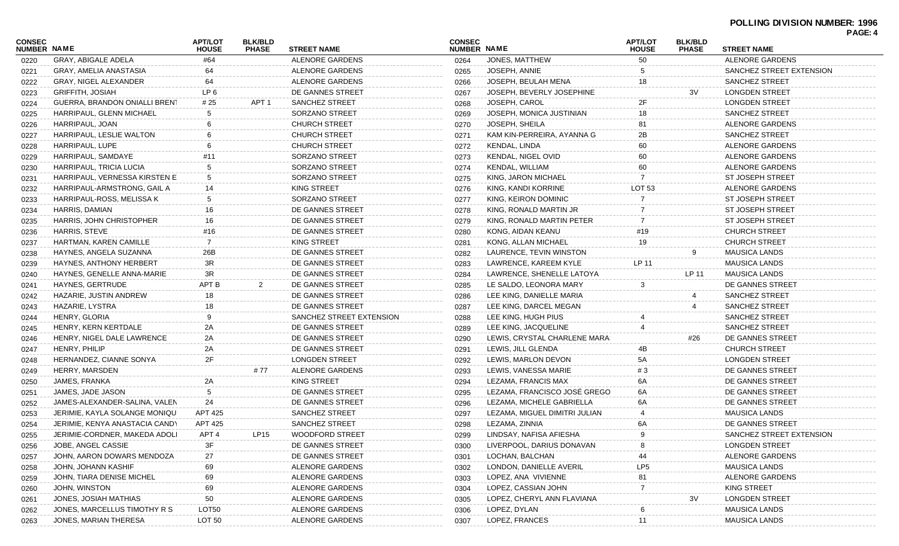**POLLING DIVISION NUMBER: 1996**

| CONSEC NUMBER | NAME | APT/LOT HOUSE | BLK/BLD PHASE | STREET NAME |
|---|---|---|---|---|
| 0220 | GRAY, ABIGALE ADELA | #64 | | ALENORE GARDENS |
| 0221 | GRAY, AMELIA ANASTASIA | 64 | | ALENORE GARDENS |
| 0222 | GRAY, NIGEL ALEXANDER | 64 | | ALENORE GARDENS |
| 0223 | GRIFFITH, JOSIAH | LP 6 | | DE GANNES STREET |
| 0224 | GUERRA, BRANDON ONIALLI BRENT | # 25 | APT 1 | SANCHEZ STREET |
| 0225 | HARRIPAUL, GLENN MICHAEL | 5 | | SORZANO STREET |
| 0226 | HARRIPAUL, JOAN | 6 | | CHURCH STREET |
| 0227 | HARRIPAUL, LESLIE WALTON | 6 | | CHURCH STREET |
| 0228 | HARRIPAUL, LUPE | 6 | | CHURCH STREET |
| 0229 | HARRIPAUL, SAMDAYE | #11 | | SORZANO STREET |
| 0230 | HARRIPAUL, TRICIA LUCIA | 5 | | SORZANO STREET |
| 0231 | HARRIPAUL, VERNESSA KIRSTEN E | 5 | | SORZANO STREET |
| 0232 | HARRIPAUL-ARMSTRONG, GAIL A | 14 | | KING STREET |
| 0233 | HARRIPAUL-ROSS, MELISSA K | 5 | | SORZANO STREET |
| 0234 | HARRIS, DAMIAN | 16 | | DE GANNES STREET |
| 0235 | HARRIS, JOHN CHRISTOPHER | 16 | | DE GANNES STREET |
| 0236 | HARRIS, STEVE | #16 | | DE GANNES STREET |
| 0237 | HARTMAN, KAREN CAMILLE | 7 | | KING STREET |
| 0238 | HAYNES, ANGELA SUZANNA | 26B | | DE GANNES STREET |
| 0239 | HAYNES, ANTHONY HERBERT | 3R | | DE GANNES STREET |
| 0240 | HAYNES, GENELLE ANNA-MARIE | 3R | | DE GANNES STREET |
| 0241 | HAYNES, GERTRUDE | APT B | 2 | DE GANNES STREET |
| 0242 | HAZARIE, JUSTIN ANDREW | 18 | | DE GANNES STREET |
| 0243 | HAZARIE, LYSTRA | 18 | | DE GANNES STREET |
| 0244 | HENRY, GLORIA | 9 | | SANCHEZ STREET EXTENSION |
| 0245 | HENRY, KERN KERTDALE | 2A | | DE GANNES STREET |
| 0246 | HENRY, NIGEL DALE LAWRENCE | 2A | | DE GANNES STREET |
| 0247 | HENRY, PHILIP | 2A | | DE GANNES STREET |
| 0248 | HERNANDEZ, CIANNE SONYA | 2F | | LONGDEN STREET |
| 0249 | HERRY, MARSDEN | | # 77 | ALENORE GARDENS |
| 0250 | JAMES, FRANKA | 2A | | KING STREET |
| 0251 | JAMES, JADE JASON | 5 | | DE GANNES STREET |
| 0252 | JAMES-ALEXANDER-SALINA, VALEN | 24 | | DE GANNES STREET |
| 0253 | JERIMIE, KAYLA SOLANGE MONIQU | APT 425 | | SANCHEZ STREET |
| 0254 | JERIMIE, KENYA ANASTACIA CANDY | APT 425 | | SANCHEZ STREET |
| 0255 | JERIMIE-CORDNER, MAKEDA ADOLI | APT 4 | LP15 | WOODFORD STREET |
| 0256 | JOBE, ANGEL CASSIE | 3F | | DE GANNES STREET |
| 0257 | JOHN, AARON DOWARS MENDOZA | 27 | | DE GANNES STREET |
| 0258 | JOHN, JOHANN KASHIF | 69 | | ALENORE GARDENS |
| 0259 | JOHN, TIARA DENISE MICHEL | 69 | | ALENORE GARDENS |
| 0260 | JOHN, WINSTON | 69 | | ALENORE GARDENS |
| 0261 | JONES, JOSIAH MATHIAS | 50 | | ALENORE GARDENS |
| 0262 | JONES, MARCELLUS TIMOTHY R S | LOT50 | | ALENORE GARDENS |
| 0263 | JONES, MARIAN THERESA | LOT 50 | | ALENORE GARDENS |
| 0264 | JONES, MATTHEW | 50 | | ALENORE GARDENS |
| 0265 | JOSEPH, ANNIE | 5 | | SANCHEZ STREET EXTENSION |
| 0266 | JOSEPH, BEULAH MENA | 18 | | SANCHEZ STREET |
| 0267 | JOSEPH, BEVERLY JOSEPHINE | | 3V | LONGDEN STREET |
| 0268 | JOSEPH, CAROL | 2F | | LONGDEN STREET |
| 0269 | JOSEPH, MONICA JUSTINIAN | 18 | | SANCHEZ STREET |
| 0270 | JOSEPH, SHEILA | 81 | | ALENORE GARDENS |
| 0271 | KAM KIN-PERREIRA, AYANNA G | 2B | | SANCHEZ STREET |
| 0272 | KENDAL, LINDA | 60 | | ALENORE GARDENS |
| 0273 | KENDAL, NIGEL OVID | 60 | | ALENORE GARDENS |
| 0274 | KENDAL, WILLIAM | 60 | | ALENORE GARDENS |
| 0275 | KING, JARON MICHAEL | 7 | | ST JOSEPH STREET |
| 0276 | KING, KANDI KORRINE | LOT 53 | | ALENORE GARDENS |
| 0277 | KING, KEIRON DOMINIC | 7 | | ST JOSEPH STREET |
| 0278 | KING, RONALD MARTIN JR | 7 | | ST JOSEPH STREET |
| 0279 | KING, RONALD MARTIN PETER | 7 | | ST JOSEPH STREET |
| 0280 | KONG, AIDAN KEANU | #19 | | CHURCH STREET |
| 0281 | KONG, ALLAN MICHAEL | 19 | | CHURCH STREET |
| 0282 | LAURENCE, TEVIN WINSTON | | 9 | MAUSICA LANDS |
| 0283 | LAWRENCE, KAREEM KYLE | LP 11 | | MAUSICA LANDS |
| 0284 | LAWRENCE, SHENELLE LATOYA | | LP 11 | MAUSICA LANDS |
| 0285 | LE SALDO, LEONORA MARY | 3 | | DE GANNES STREET |
| 0286 | LEE KING, DANIELLE MARIA | | 4 | SANCHEZ STREET |
| 0287 | LEE KING, DARCEL MEGAN | | 4 | SANCHEZ STREET |
| 0288 | LEE KING, HUGH PIUS | 4 | | SANCHEZ STREET |
| 0289 | LEE KING, JACQUELINE | 4 | | SANCHEZ STREET |
| 0290 | LEWIS, CRYSTAL CHARLENE MARA | | #26 | DE GANNES STREET |
| 0291 | LEWIS, JILL GLENDA | 4B | | CHURCH STREET |
| 0292 | LEWIS, MARLON DEVON | 5A | | LONGDEN STREET |
| 0293 | LEWIS, VANESSA MARIE | # 3 | | DE GANNES STREET |
| 0294 | LEZAMA, FRANCIS MAX | 6A | | DE GANNES STREET |
| 0295 | LEZAMA, FRANCISCO JOSÉ GREGO | 6A | | DE GANNES STREET |
| 0296 | LEZAMA, MICHELE GABRIELLA | 6A | | DE GANNES STREET |
| 0297 | LEZAMA, MIGUEL DIMITRI JULIAN | 4 | | MAUSICA LANDS |
| 0298 | LEZAMA, ZINNIA | 6A | | DE GANNES STREET |
| 0299 | LINDSAY, NAFISA AFIESHA | 9 | | SANCHEZ STREET EXTENSION |
| 0300 | LIVERPOOL, DARIUS DONAVAN | 8 | | LONGDEN STREET |
| 0301 | LOCHAN, BALCHAN | 44 | | ALENORE GARDENS |
| 0302 | LONDON, DANIELLE AVERIL | LP5 | | MAUSICA LANDS |
| 0303 | LOPEZ, ANA VIVIENNE | 81 | | ALENORE GARDENS |
| 0304 | LOPEZ, CASSIAN JOHN | 7 | | KING STREET |
| 0305 | LOPEZ, CHERYL ANN FLAVIANA | | 3V | LONGDEN STREET |
| 0306 | LOPEZ, DYLAN | 6 | | MAUSICA LANDS |
| 0307 | LOPEZ, FRANCES | 11 | | MAUSICA LANDS |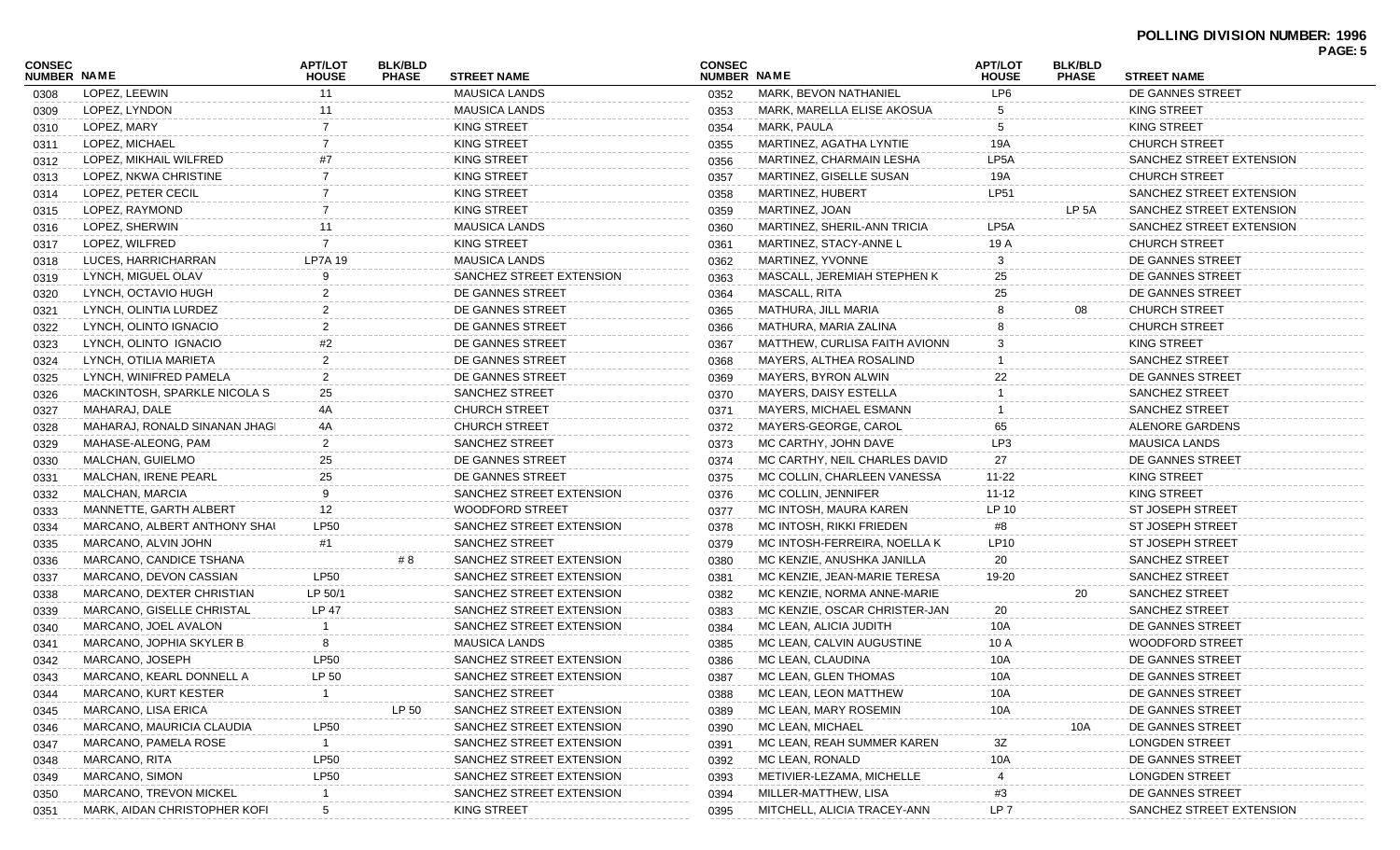**POLLING DIVISION NUMBER: 1996**

| CONSEC NUMBER | NAME | APT/LOT HOUSE | BLK/BLD PHASE | STREET NAME |
|---|---|---|---|---|
| 0308 | LOPEZ, LEEWIN | 11 | | MAUSICA LANDS |
| 0309 | LOPEZ, LYNDON | 11 | | MAUSICA LANDS |
| 0310 | LOPEZ, MARY | 7 | | KING STREET |
| 0311 | LOPEZ, MICHAEL | 7 | | KING STREET |
| 0312 | LOPEZ, MIKHAIL WILFRED | #7 | | KING STREET |
| 0313 | LOPEZ, NKWA CHRISTINE | 7 | | KING STREET |
| 0314 | LOPEZ, PETER CECIL | 7 | | KING STREET |
| 0315 | LOPEZ, RAYMOND | 7 | | KING STREET |
| 0316 | LOPEZ, SHERWIN | 11 | | MAUSICA LANDS |
| 0317 | LOPEZ, WILFRED | 7 | | KING STREET |
| 0318 | LUCES, HARRICHARRAN | LP7A 19 | | MAUSICA LANDS |
| 0319 | LYNCH, MIGUEL OLAV | 9 | | SANCHEZ STREET EXTENSION |
| 0320 | LYNCH, OCTAVIO HUGH | 2 | | DE GANNES STREET |
| 0321 | LYNCH, OLINTIA LURDEZ | 2 | | DE GANNES STREET |
| 0322 | LYNCH, OLINTO IGNACIO | 2 | | DE GANNES STREET |
| 0323 | LYNCH, OLINTO IGNACIO | #2 | | DE GANNES STREET |
| 0324 | LYNCH, OTILIA MARIETA | 2 | | DE GANNES STREET |
| 0325 | LYNCH, WINIFRED PAMELA | 2 | | DE GANNES STREET |
| 0326 | MACKINTOSH, SPARKLE NICOLA S | 25 | | SANCHEZ STREET |
| 0327 | MAHARAJ, DALE | 4A | | CHURCH STREET |
| 0328 | MAHARAJ, RONALD SINANAN JHAGI | 4A | | CHURCH STREET |
| 0329 | MAHASE-ALEONG, PAM | 2 | | SANCHEZ STREET |
| 0330 | MALCHAN, GUIELMO | 25 | | DE GANNES STREET |
| 0331 | MALCHAN, IRENE PEARL | 25 | | DE GANNES STREET |
| 0332 | MALCHAN, MARCIA | 9 | | SANCHEZ STREET EXTENSION |
| 0333 | MANNETTE, GARTH ALBERT | 12 | | WOODFORD STREET |
| 0334 | MARCANO, ALBERT ANTHONY SHAI | LP50 | | SANCHEZ STREET EXTENSION |
| 0335 | MARCANO, ALVIN JOHN | #1 | | SANCHEZ STREET |
| 0336 | MARCANO, CANDICE TSHANA | | # 8 | SANCHEZ STREET EXTENSION |
| 0337 | MARCANO, DEVON CASSIAN | LP50 | | SANCHEZ STREET EXTENSION |
| 0338 | MARCANO, DEXTER CHRISTIAN | LP 50/1 | | SANCHEZ STREET EXTENSION |
| 0339 | MARCANO, GISELLE CHRISTAL | LP 47 | | SANCHEZ STREET EXTENSION |
| 0340 | MARCANO, JOEL AVALON | 1 | | SANCHEZ STREET EXTENSION |
| 0341 | MARCANO, JOPHIA SKYLER B | 8 | | MAUSICA LANDS |
| 0342 | MARCANO, JOSEPH | LP50 | | SANCHEZ STREET EXTENSION |
| 0343 | MARCANO, KEARL DONNELL A | LP 50 | | SANCHEZ STREET EXTENSION |
| 0344 | MARCANO, KURT KESTER | 1 | | SANCHEZ STREET |
| 0345 | MARCANO, LISA ERICA | | LP 50 | SANCHEZ STREET EXTENSION |
| 0346 | MARCANO, MAURICIA CLAUDIA | LP50 | | SANCHEZ STREET EXTENSION |
| 0347 | MARCANO, PAMELA ROSE | 1 | | SANCHEZ STREET EXTENSION |
| 0348 | MARCANO, RITA | LP50 | | SANCHEZ STREET EXTENSION |
| 0349 | MARCANO, SIMON | LP50 | | SANCHEZ STREET EXTENSION |
| 0350 | MARCANO, TREVON MICKEL | 1 | | SANCHEZ STREET EXTENSION |
| 0351 | MARK, AIDAN CHRISTOPHER KOFI | 5 | | KING STREET |
| 0352 | MARK, BEVON NATHANIEL | LP6 | | DE GANNES STREET |
| 0353 | MARK, MARELLA ELISE AKOSUA | 5 | | KING STREET |
| 0354 | MARK, PAULA | 5 | | KING STREET |
| 0355 | MARTINEZ, AGATHA LYNTIE | 19A | | CHURCH STREET |
| 0356 | MARTINEZ, CHARMAIN LESHA | LP5A | | SANCHEZ STREET EXTENSION |
| 0357 | MARTINEZ, GISELLE SUSAN | 19A | | CHURCH STREET |
| 0358 | MARTINEZ, HUBERT | LP51 | | SANCHEZ STREET EXTENSION |
| 0359 | MARTINEZ, JOAN | | LP 5A | SANCHEZ STREET EXTENSION |
| 0360 | MARTINEZ, SHERIL-ANN TRICIA | LP5A | | SANCHEZ STREET EXTENSION |
| 0361 | MARTINEZ, STACY-ANNE L | 19 A | | CHURCH STREET |
| 0362 | MARTINEZ, YVONNE | 3 | | DE GANNES STREET |
| 0363 | MASCALL, JEREMIAH STEPHEN K | 25 | | DE GANNES STREET |
| 0364 | MASCALL, RITA | 25 | | DE GANNES STREET |
| 0365 | MATHURA, JILL MARIA | 8 | 08 | CHURCH STREET |
| 0366 | MATHURA, MARIA ZALINA | 8 | | CHURCH STREET |
| 0367 | MATTHEW, CURLISA FAITH AVIONN | 3 | | KING STREET |
| 0368 | MAYERS, ALTHEA ROSALIND | 1 | | SANCHEZ STREET |
| 0369 | MAYERS, BYRON ALWIN | 22 | | DE GANNES STREET |
| 0370 | MAYERS, DAISY ESTELLA | 1 | | SANCHEZ STREET |
| 0371 | MAYERS, MICHAEL ESMANN | 1 | | SANCHEZ STREET |
| 0372 | MAYERS-GEORGE, CAROL | 65 | | ALENORE GARDENS |
| 0373 | MC CARTHY, JOHN DAVE | LP3 | | MAUSICA LANDS |
| 0374 | MC CARTHY, NEIL CHARLES DAVID | 27 | | DE GANNES STREET |
| 0375 | MC COLLIN, CHARLEEN VANESSA | 11-22 | | KING STREET |
| 0376 | MC COLLIN, JENNIFER | 11-12 | | KING STREET |
| 0377 | MC INTOSH, MAURA KAREN | LP 10 | | ST JOSEPH STREET |
| 0378 | MC INTOSH, RIKKI FRIEDEN | #8 | | ST JOSEPH STREET |
| 0379 | MC INTOSH-FERREIRA, NOELLA K | LP10 | | ST JOSEPH STREET |
| 0380 | MC KENZIE, ANUSHKA JANILLA | 20 | | SANCHEZ STREET |
| 0381 | MC KENZIE, JEAN-MARIE TERESA | 19-20 | | SANCHEZ STREET |
| 0382 | MC KENZIE, NORMA ANNE-MARIE | | 20 | SANCHEZ STREET |
| 0383 | MC KENZIE, OSCAR CHRISTER-JAN | 20 | | SANCHEZ STREET |
| 0384 | MC LEAN, ALICIA JUDITH | 10A | | DE GANNES STREET |
| 0385 | MC LEAN, CALVIN AUGUSTINE | 10 A | | WOODFORD STREET |
| 0386 | MC LEAN, CLAUDINA | 10A | | DE GANNES STREET |
| 0387 | MC LEAN, GLEN THOMAS | 10A | | DE GANNES STREET |
| 0388 | MC LEAN, LEON MATTHEW | 10A | | DE GANNES STREET |
| 0389 | MC LEAN, MARY ROSEMIN | 10A | | DE GANNES STREET |
| 0390 | MC LEAN, MICHAEL | | 10A | DE GANNES STREET |
| 0391 | MC LEAN, REAH SUMMER KAREN | 3Z | | LONGDEN STREET |
| 0392 | MC LEAN, RONALD | 10A | | DE GANNES STREET |
| 0393 | METIVIER-LEZAMA, MICHELLE | 4 | | LONGDEN STREET |
| 0394 | MILLER-MATTHEW, LISA | #3 | | DE GANNES STREET |
| 0395 | MITCHELL, ALICIA TRACEY-ANN | LP 7 | | SANCHEZ STREET EXTENSION |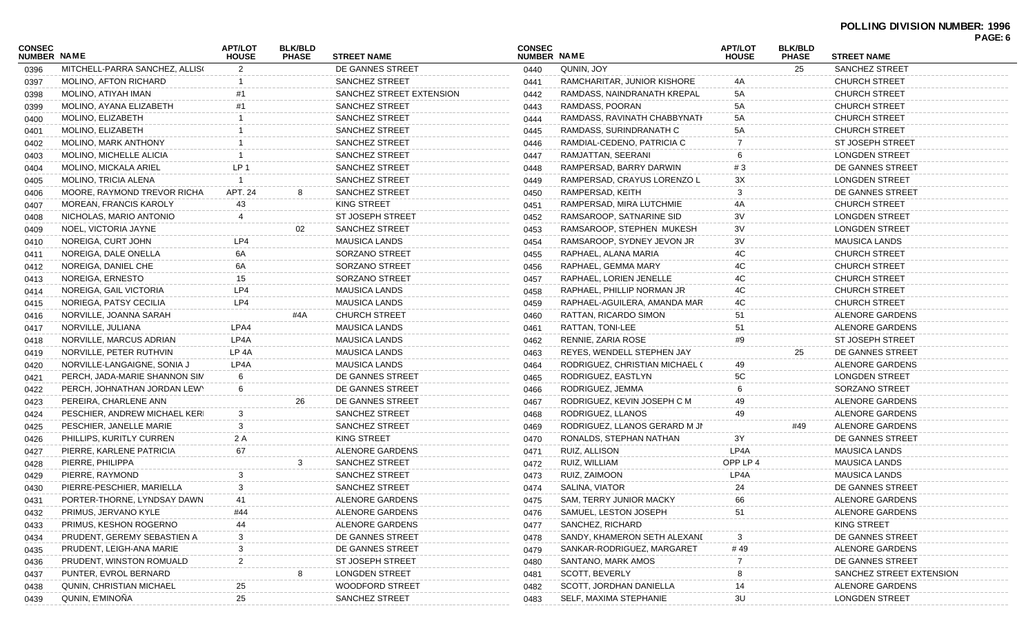**POLLING DIVISION NUMBER: 1996**

| CONSEC NUMBER | NAME | APT/LOT HOUSE | BLK/BLD PHASE | STREET NAME |
|---|---|---|---|---|
| 0396 | MITCHELL-PARRA SANCHEZ, ALLIS( | 2 | | DE GANNES STREET |
| 0397 | MOLINO, AFTON RICHARD | 1 | | SANCHEZ STREET |
| 0398 | MOLINO, ATIYAH IMAN | #1 | | SANCHEZ STREET EXTENSION |
| 0399 | MOLINO, AYANA ELIZABETH | #1 | | SANCHEZ STREET |
| 0400 | MOLINO, ELIZABETH | 1 | | SANCHEZ STREET |
| 0401 | MOLINO, ELIZABETH | 1 | | SANCHEZ STREET |
| 0402 | MOLINO, MARK ANTHONY | 1 | | SANCHEZ STREET |
| 0403 | MOLINO, MICHELLE ALICIA | 1 | | SANCHEZ STREET |
| 0404 | MOLINO, MICKALA ARIEL | LP 1 | | SANCHEZ STREET |
| 0405 | MOLINO, TRICIA ALENA | 1 | | SANCHEZ STREET |
| 0406 | MOORE, RAYMOND TREVOR RICHA | APT. 24 | 8 | SANCHEZ STREET |
| 0407 | MOREAN, FRANCIS KAROLY | 43 | | KING STREET |
| 0408 | NICHOLAS, MARIO ANTONIO | 4 | | ST JOSEPH STREET |
| 0409 | NOEL, VICTORIA JAYNE | | 02 | SANCHEZ STREET |
| 0410 | NOREIGA, CURT JOHN | LP4 | | MAUSICA LANDS |
| 0411 | NOREIGA, DALE ONELLA | 6A | | SORZANO STREET |
| 0412 | NOREIGA, DANIEL CHE | 6A | | SORZANO STREET |
| 0413 | NOREIGA, ERNESTO | 15 | | SORZANO STREET |
| 0414 | NOREIGA, GAIL VICTORIA | LP4 | | MAUSICA LANDS |
| 0415 | NORIEGA, PATSY CECILIA | LP4 | | MAUSICA LANDS |
| 0416 | NORVILLE, JOANNA SARAH | | #4A | CHURCH STREET |
| 0417 | NORVILLE, JULIANA | LPA4 | | MAUSICA LANDS |
| 0418 | NORVILLE, MARCUS ADRIAN | LP4A | | MAUSICA LANDS |
| 0419 | NORVILLE, PETER RUTHVIN | LP 4A | | MAUSICA LANDS |
| 0420 | NORVILLE-LANGAIGNE, SONIA J | LP4A | | MAUSICA LANDS |
| 0421 | PERCH, JADA-MARIE SHANNON SIM | 6 | | DE GANNES STREET |
| 0422 | PERCH, JOHNATHAN JORDAN LEW' | 6 | | DE GANNES STREET |
| 0423 | PEREIRA, CHARLENE ANN | | 26 | DE GANNES STREET |
| 0424 | PESCHIER, ANDREW MICHAEL KERI | 3 | | SANCHEZ STREET |
| 0425 | PESCHIER, JANELLE MARIE | 3 | | SANCHEZ STREET |
| 0426 | PHILLIPS, KURITLY CURREN | 2 A | | KING STREET |
| 0427 | PIERRE, KARLENE PATRICIA | 67 | | ALENORE GARDENS |
| 0428 | PIERRE, PHILIPPA | | 3 | SANCHEZ STREET |
| 0429 | PIERRE, RAYMOND | 3 | | SANCHEZ STREET |
| 0430 | PIERRE-PESCHIER, MARIELLA | 3 | | SANCHEZ STREET |
| 0431 | PORTER-THORNE, LYNDSAY DAWN | 41 | | ALENORE GARDENS |
| 0432 | PRIMUS, JERVANO KYLE | #44 | | ALENORE GARDENS |
| 0433 | PRIMUS, KESHON ROGERNO | 44 | | ALENORE GARDENS |
| 0434 | PRUDENT, GEREMY SEBASTIEN A | 3 | | DE GANNES STREET |
| 0435 | PRUDENT, LEIGH-ANA MARIE | 3 | | DE GANNES STREET |
| 0436 | PRUDENT, WINSTON ROMUALD | 2 | | ST JOSEPH STREET |
| 0437 | PUNTER, EVROL BERNARD | | 8 | LONGDEN STREET |
| 0438 | QUNIN, CHRISTIAN MICHAEL | 25 | | WOODFORD STREET |
| 0439 | QUNIN, E'MINOÑA | 25 | | SANCHEZ STREET |
| 0440 | QUNIN, JOY | | 25 | SANCHEZ STREET |
| 0441 | RAMCHARITAR, JUNIOR KISHORE | 4A | | CHURCH STREET |
| 0442 | RAMDASS, NAINDRANATH KREPAL | 5A | | CHURCH STREET |
| 0443 | RAMDASS, POORAN | 5A | | CHURCH STREET |
| 0444 | RAMDASS, RAVINATH CHABBYNATH | 5A | | CHURCH STREET |
| 0445 | RAMDASS, SURINDRANATH C | 5A | | CHURCH STREET |
| 0446 | RAMDIAL-CEDENO, PATRICIA C | 7 | | ST JOSEPH STREET |
| 0447 | RAMJATTAN, SEERANI | 6 | | LONGDEN STREET |
| 0448 | RAMPERSAD, BARRY DARWIN | # 3 | | DE GANNES STREET |
| 0449 | RAMPERSAD, CRAYUS LORENZO L | 3X | | LONGDEN STREET |
| 0450 | RAMPERSAD, KEITH | 3 | | DE GANNES STREET |
| 0451 | RAMPERSAD, MIRA LUTCHMIE | 4A | | CHURCH STREET |
| 0452 | RAMSAROOP, SATNARINE SID | 3V | | LONGDEN STREET |
| 0453 | RAMSAROOP, STEPHEN MUKESH | 3V | | LONGDEN STREET |
| 0454 | RAMSAROOP, SYDNEY JEVON JR | 3V | | MAUSICA LANDS |
| 0455 | RAPHAEL, ALANA MARIA | 4C | | CHURCH STREET |
| 0456 | RAPHAEL, GEMMA MARY | 4C | | CHURCH STREET |
| 0457 | RAPHAEL, LORIEN JENELLE | 4C | | CHURCH STREET |
| 0458 | RAPHAEL, PHILLIP NORMAN JR | 4C | | CHURCH STREET |
| 0459 | RAPHAEL-AGUILERA, AMANDA MAR | 4C | | CHURCH STREET |
| 0460 | RATTAN, RICARDO SIMON | 51 | | ALENORE GARDENS |
| 0461 | RATTAN, TONI-LEE | 51 | | ALENORE GARDENS |
| 0462 | RENNIE, ZARIA ROSE | #9 | | ST JOSEPH STREET |
| 0463 | REYES, WENDELL STEPHEN JAY | | 25 | DE GANNES STREET |
| 0464 | RODRIGUEZ, CHRISTIAN MICHAEL ( | 49 | | ALENORE GARDENS |
| 0465 | RODRIGUEZ, EASTLYN | 5C | | LONGDEN STREET |
| 0466 | RODRIGUEZ, JEMMA | 6 | | SORZANO STREET |
| 0467 | RODRIGUEZ, KEVIN JOSEPH C M | 49 | | ALENORE GARDENS |
| 0468 | RODRIGUEZ, LLANOS | 49 | | ALENORE GARDENS |
| 0469 | RODRIGUEZ, LLANOS GERARD M JI | | #49 | ALENORE GARDENS |
| 0470 | RONALDS, STEPHAN NATHAN | 3Y | | DE GANNES STREET |
| 0471 | RUIZ, ALLISON | LP4A | | MAUSICA LANDS |
| 0472 | RUIZ, WILLIAM | OPP LP 4 | | MAUSICA LANDS |
| 0473 | RUIZ, ZAIMOON | LP4A | | MAUSICA LANDS |
| 0474 | SALINA, VIATOR | 24 | | DE GANNES STREET |
| 0475 | SAM, TERRY JUNIOR MACKY | 66 | | ALENORE GARDENS |
| 0476 | SAMUEL, LESTON JOSEPH | 51 | | ALENORE GARDENS |
| 0477 | SANCHEZ, RICHARD | | | KING STREET |
| 0478 | SANDY, KHAMERON SETH ALEXANI | 3 | | DE GANNES STREET |
| 0479 | SANKAR-RODRIGUEZ, MARGARET | # 49 | | ALENORE GARDENS |
| 0480 | SANTANO, MARK AMOS | 7 | | DE GANNES STREET |
| 0481 | SCOTT, BEVERLY | 8 | | SANCHEZ STREET EXTENSION |
| 0482 | SCOTT, JORDHAN DANIELLA | 14 | | ALENORE GARDENS |
| 0483 | SELF, MAXIMA STEPHANIE | 3U | | LONGDEN STREET |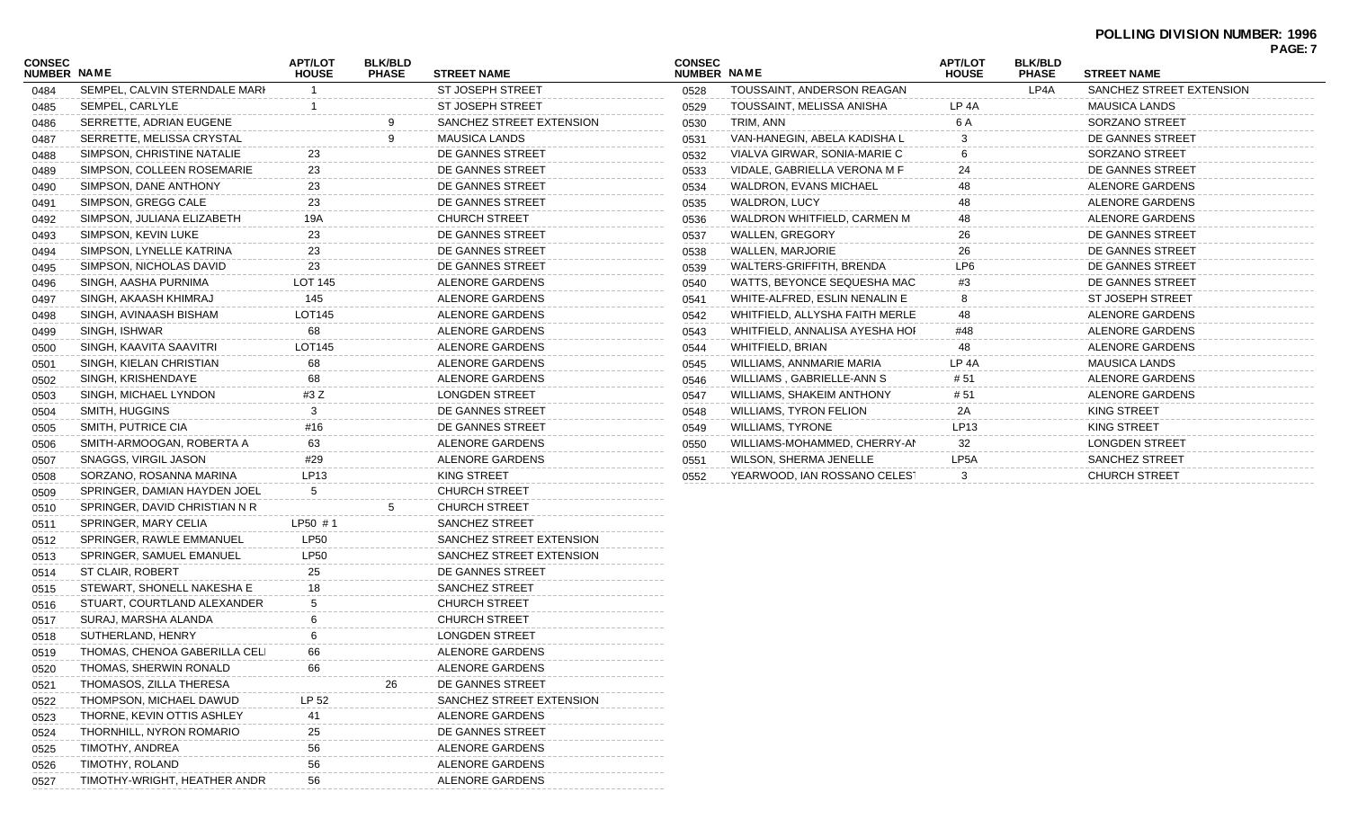**POLLING DIVISION NUMBER: 1996**

| CONSEC NUMBER | NAME | APT/LOT HOUSE | BLK/BLD PHASE | STREET NAME |
|---|---|---|---|---|
| 0484 | SEMPEL, CALVIN STERNDALE MARI | 1 | | ST JOSEPH STREET |
| 0485 | SEMPEL, CARLYLE | 1 | | ST JOSEPH STREET |
| 0486 | SERRETTE, ADRIAN EUGENE | | 9 | SANCHEZ STREET EXTENSION |
| 0487 | SERRETTE, MELISSA CRYSTAL | | 9 | MAUSICA LANDS |
| 0488 | SIMPSON, CHRISTINE NATALIE | 23 | | DE GANNES STREET |
| 0489 | SIMPSON, COLLEEN ROSEMARIE | 23 | | DE GANNES STREET |
| 0490 | SIMPSON, DANE ANTHONY | 23 | | DE GANNES STREET |
| 0491 | SIMPSON, GREGG CALE | 23 | | DE GANNES STREET |
| 0492 | SIMPSON, JULIANA ELIZABETH | 19A | | CHURCH STREET |
| 0493 | SIMPSON, KEVIN LUKE | 23 | | DE GANNES STREET |
| 0494 | SIMPSON, LYNELLE KATRINA | 23 | | DE GANNES STREET |
| 0495 | SIMPSON, NICHOLAS DAVID | 23 | | DE GANNES STREET |
| 0496 | SINGH, AASHA PURNIMA | LOT 145 | | ALENORE GARDENS |
| 0497 | SINGH, AKAASH KHIMRAJ | 145 | | ALENORE GARDENS |
| 0498 | SINGH, AVINAASH BISHAM | LOT145 | | ALENORE GARDENS |
| 0499 | SINGH, ISHWAR | 68 | | ALENORE GARDENS |
| 0500 | SINGH, KAAVITA SAAVITRI | LOT145 | | ALENORE GARDENS |
| 0501 | SINGH, KIELAN CHRISTIAN | 68 | | ALENORE GARDENS |
| 0502 | SINGH, KRISHENDAYE | 68 | | ALENORE GARDENS |
| 0503 | SINGH, MICHAEL LYNDON | #3 Z | | LONGDEN STREET |
| 0504 | SMITH, HUGGINS | 3 | | DE GANNES STREET |
| 0505 | SMITH, PUTRICE CIA | #16 | | DE GANNES STREET |
| 0506 | SMITH-ARMOOGAN, ROBERTA A | 63 | | ALENORE GARDENS |
| 0507 | SNAGGS, VIRGIL JASON | #29 | | ALENORE GARDENS |
| 0508 | SORZANO, ROSANNA MARINA | LP13 | | KING STREET |
| 0509 | SPRINGER, DAMIAN HAYDEN JOEL | 5 | | CHURCH STREET |
| 0510 | SPRINGER, DAVID CHRISTIAN N R | | 5 | CHURCH STREET |
| 0511 | SPRINGER, MARY CELIA | LP50 # 1 | | SANCHEZ STREET |
| 0512 | SPRINGER, RAWLE EMMANUEL | LP50 | | SANCHEZ STREET EXTENSION |
| 0513 | SPRINGER, SAMUEL EMANUEL | LP50 | | SANCHEZ STREET EXTENSION |
| 0514 | ST CLAIR, ROBERT | 25 | | DE GANNES STREET |
| 0515 | STEWART, SHONELL NAKESHA E | 18 | | SANCHEZ STREET |
| 0516 | STUART, COURTLAND ALEXANDER | 5 | | CHURCH STREET |
| 0517 | SURAJ, MARSHA ALANDA | 6 | | CHURCH STREET |
| 0518 | SUTHERLAND, HENRY | 6 | | LONGDEN STREET |
| 0519 | THOMAS, CHENOA GABERILLA CELI | 66 | | ALENORE GARDENS |
| 0520 | THOMAS, SHERWIN RONALD | 66 | | ALENORE GARDENS |
| 0521 | THOMASOS, ZILLA THERESA | | 26 | DE GANNES STREET |
| 0522 | THOMPSON, MICHAEL DAWUD | LP 52 | | SANCHEZ STREET EXTENSION |
| 0523 | THORNE, KEVIN OTTIS ASHLEY | 41 | | ALENORE GARDENS |
| 0524 | THORNHILL, NYRON ROMARIO | 25 | | DE GANNES STREET |
| 0525 | TIMOTHY, ANDREA | 56 | | ALENORE GARDENS |
| 0526 | TIMOTHY, ROLAND | 56 | | ALENORE GARDENS |
| 0527 | TIMOTHY-WRIGHT, HEATHER ANDR | 56 | | ALENORE GARDENS |
| 0528 | TOUSSAINT, ANDERSON REAGAN | | LP4A | SANCHEZ STREET EXTENSION |
| 0529 | TOUSSAINT, MELISSA ANISHA | LP 4A | | MAUSICA LANDS |
| 0530 | TRIM, ANN | 6 A | | SORZANO STREET |
| 0531 | VAN-HANEGIN, ABELA KADISHA L | 3 | | DE GANNES STREET |
| 0532 | VIALVA GIRWAR, SONIA-MARIE C | 6 | | SORZANO STREET |
| 0533 | VIDALE, GABRIELLA VERONA M F | 24 | | DE GANNES STREET |
| 0534 | WALDRON, EVANS MICHAEL | 48 | | ALENORE GARDENS |
| 0535 | WALDRON, LUCY | 48 | | ALENORE GARDENS |
| 0536 | WALDRON WHITFIELD, CARMEN M | 48 | | ALENORE GARDENS |
| 0537 | WALLEN, GREGORY | 26 | | DE GANNES STREET |
| 0538 | WALLEN, MARJORIE | 26 | | DE GANNES STREET |
| 0539 | WALTERS-GRIFFITH, BRENDA | LP6 | | DE GANNES STREET |
| 0540 | WATTS, BEYONCE SEQUESHA MAC | #3 | | DE GANNES STREET |
| 0541 | WHITE-ALFRED, ESLIN NENALIN E | 8 | | ST JOSEPH STREET |
| 0542 | WHITFIELD, ALLYSHA FAITH MERLE | 48 | | ALENORE GARDENS |
| 0543 | WHITFIELD, ANNALISA AYESHA HOI | #48 | | ALENORE GARDENS |
| 0544 | WHITFIELD, BRIAN | 48 | | ALENORE GARDENS |
| 0545 | WILLIAMS, ANNMARIE MARIA | LP 4A | | MAUSICA LANDS |
| 0546 | WILLIAMS , GABRIELLE-ANN S | # 51 | | ALENORE GARDENS |
| 0547 | WILLIAMS, SHAKEIM ANTHONY | # 51 | | ALENORE GARDENS |
| 0548 | WILLIAMS, TYRON FELION | 2A | | KING STREET |
| 0549 | WILLIAMS, TYRONE | LP13 | | KING STREET |
| 0550 | WILLIAMS-MOHAMMED, CHERRY-AI | 32 | | LONGDEN STREET |
| 0551 | WILSON, SHERMA JENELLE | LP5A | | SANCHEZ STREET |
| 0552 | YEARWOOD, IAN ROSSANO CELEST | 3 | | CHURCH STREET |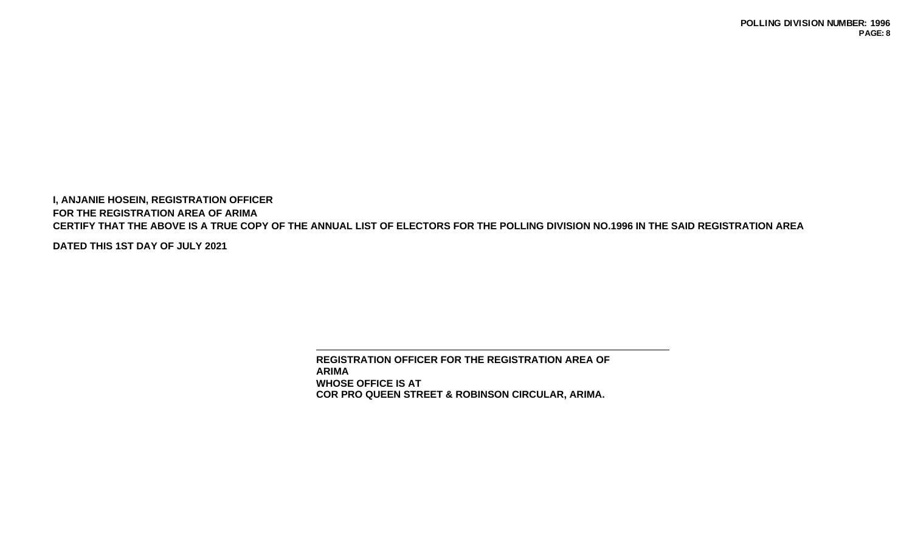**I, ANJANIE HOSEIN, REGISTRATION OFFICER**
**FOR THE REGISTRATION AREA OF ARIMA**
**CERTIFY THAT THE ABOVE IS A TRUE COPY OF THE ANNUAL LIST OF ELECTORS FOR THE POLLING DIVISION NO.1996 IN THE SAID REGISTRATION AREA**

**DATED THIS 1ST DAY OF JULY 2021**

---

**REGISTRATION OFFICER FOR THE REGISTRATION AREA OF ARIMA**
**WHOSE OFFICE IS AT**
**COR PRO QUEEN STREET & ROBINSON CIRCULAR, ARIMA.**